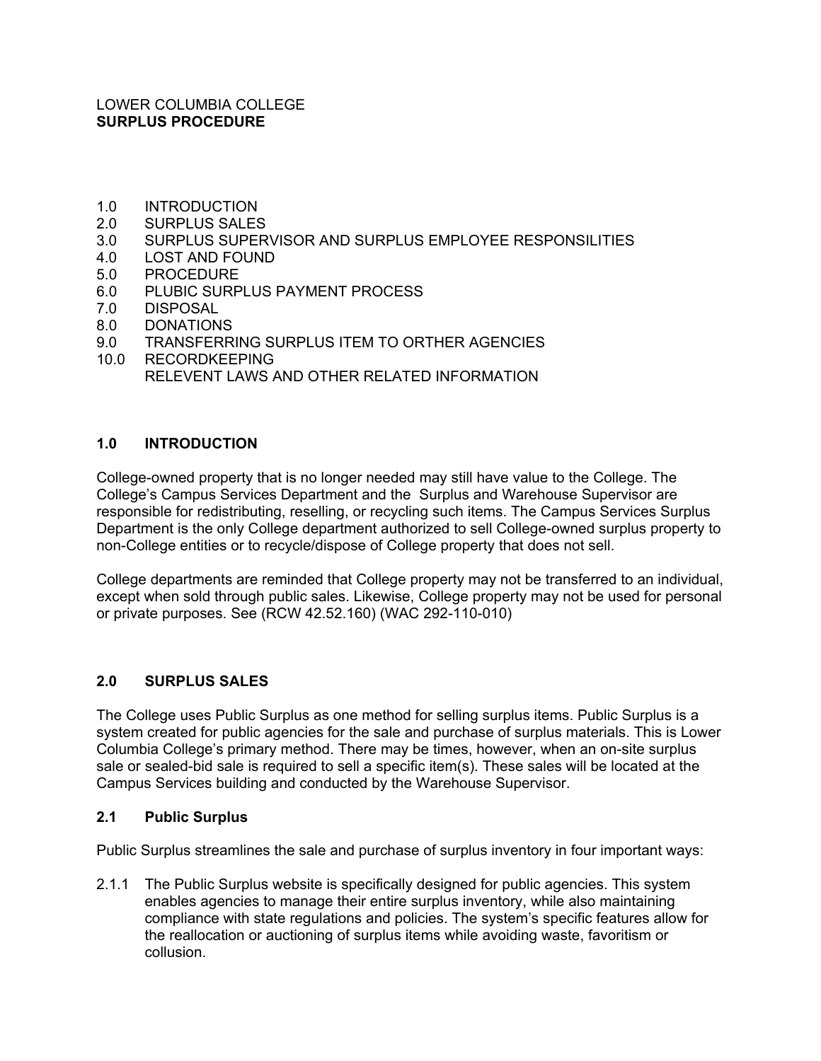LOWER COLUMBIA COLLEGE
**SURPLUS PROCEDURE**

1.0 INTRODUCTION
2.0 SURPLUS SALES
3.0 SURPLUS SUPERVISOR AND SURPLUS EMPLOYEE RESPONSILITIES
4.0 LOST AND FOUND
5.0 PROCEDURE
6.0 PLUBIC SURPLUS PAYMENT PROCESS
7.0 DISPOSAL
8.0 DONATIONS
9.0 TRANSFERRING SURPLUS ITEM TO ORTHER AGENCIES
10.0 RECORDKEEPING
RELEVENT LAWS AND OTHER RELATED INFORMATION

## 1.0 INTRODUCTION

College-owned property that is no longer needed may still have value to the College. The College's Campus Services Department and the Surplus and Warehouse Supervisor are responsible for redistributing, reselling, or recycling such items. The Campus Services Surplus Department is the only College department authorized to sell College-owned surplus property to non-College entities or to recycle/dispose of College property that does not sell.

College departments are reminded that College property may not be transferred to an individual, except when sold through public sales. Likewise, College property may not be used for personal or private purposes. See (RCW 42.52.160) (WAC 292-110-010)

## 2.0 SURPLUS SALES

The College uses Public Surplus as one method for selling surplus items. Public Surplus is a system created for public agencies for the sale and purchase of surplus materials. This is Lower Columbia College's primary method. There may be times, however, when an on-site surplus sale or sealed-bid sale is required to sell a specific item(s). These sales will be located at the Campus Services building and conducted by the Warehouse Supervisor.

### 2.1 Public Surplus

Public Surplus streamlines the sale and purchase of surplus inventory in four important ways:

2.1.1 The Public Surplus website is specifically designed for public agencies. This system enables agencies to manage their entire surplus inventory, while also maintaining compliance with state regulations and policies. The system's specific features allow for the reallocation or auctioning of surplus items while avoiding waste, favoritism or collusion.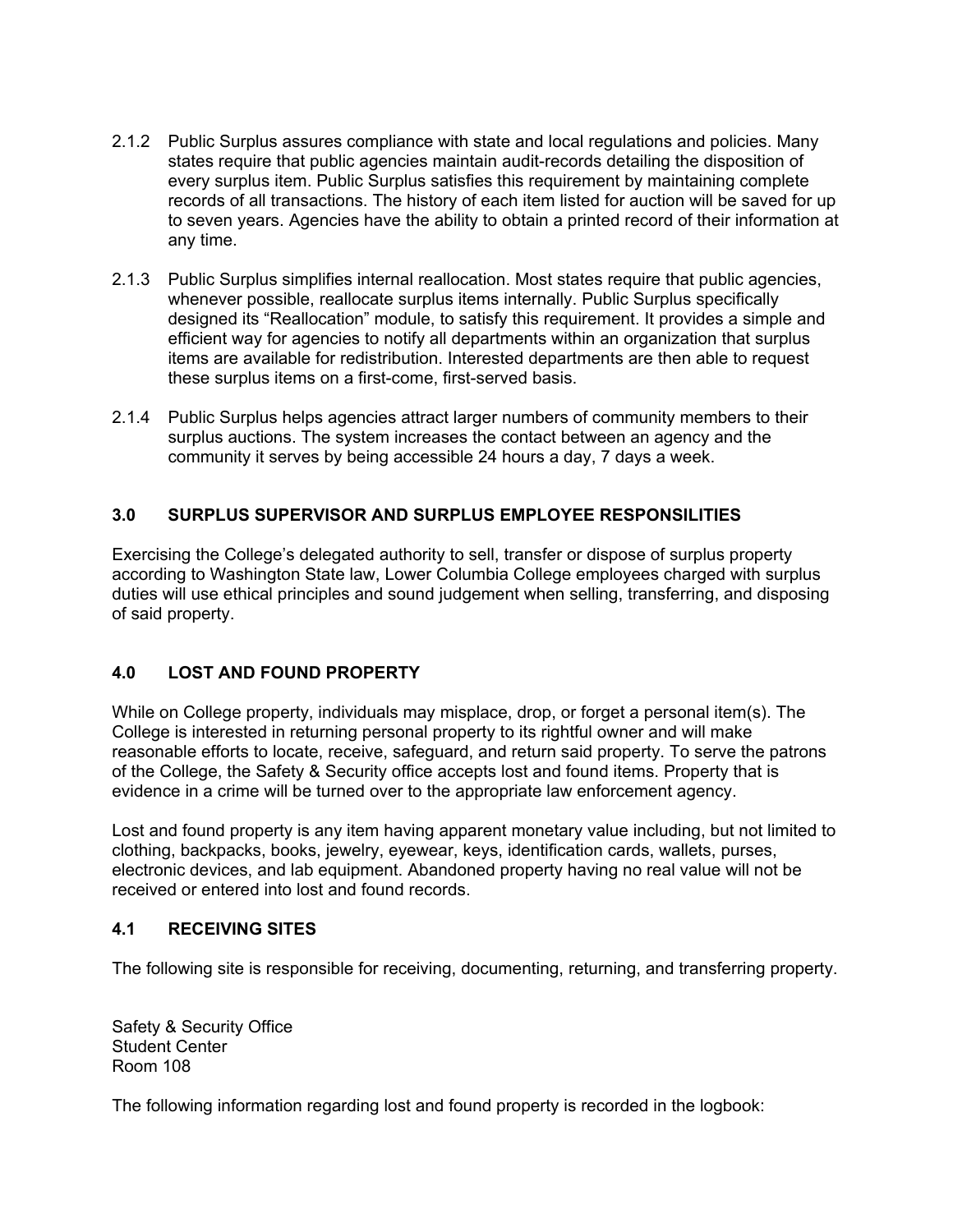2.1.2 Public Surplus assures compliance with state and local regulations and policies. Many states require that public agencies maintain audit-records detailing the disposition of every surplus item. Public Surplus satisfies this requirement by maintaining complete records of all transactions. The history of each item listed for auction will be saved for up to seven years. Agencies have the ability to obtain a printed record of their information at any time.

2.1.3 Public Surplus simplifies internal reallocation. Most states require that public agencies, whenever possible, reallocate surplus items internally. Public Surplus specifically designed its "Reallocation" module, to satisfy this requirement. It provides a simple and efficient way for agencies to notify all departments within an organization that surplus items are available for redistribution. Interested departments are then able to request these surplus items on a first-come, first-served basis.

2.1.4 Public Surplus helps agencies attract larger numbers of community members to their surplus auctions. The system increases the contact between an agency and the community it serves by being accessible 24 hours a day, 7 days a week.

## 3.0 SURPLUS SUPERVISOR AND SURPLUS EMPLOYEE RESPONSILITIES

Exercising the College's delegated authority to sell, transfer or dispose of surplus property according to Washington State law, Lower Columbia College employees charged with surplus duties will use ethical principles and sound judgement when selling, transferring, and disposing of said property.

## 4.0 LOST AND FOUND PROPERTY

While on College property, individuals may misplace, drop, or forget a personal item(s). The College is interested in returning personal property to its rightful owner and will make reasonable efforts to locate, receive, safeguard, and return said property. To serve the patrons of the College, the Safety & Security office accepts lost and found items. Property that is evidence in a crime will be turned over to the appropriate law enforcement agency.

Lost and found property is any item having apparent monetary value including, but not limited to clothing, backpacks, books, jewelry, eyewear, keys, identification cards, wallets, purses, electronic devices, and lab equipment. Abandoned property having no real value will not be received or entered into lost and found records.

### 4.1 RECEIVING SITES

The following site is responsible for receiving, documenting, returning, and transferring property.

Safety & Security Office
Student Center
Room 108

The following information regarding lost and found property is recorded in the logbook: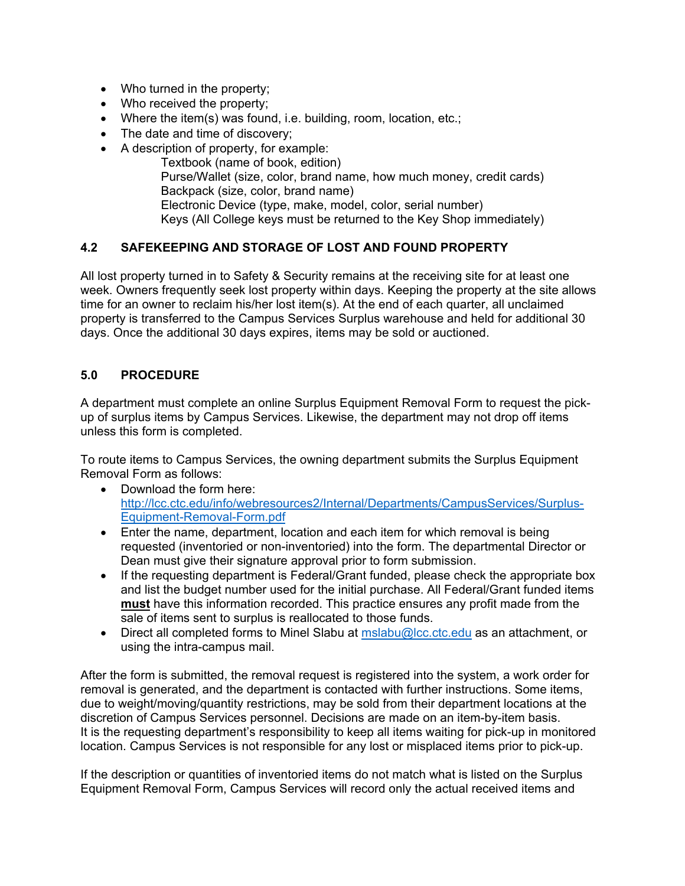- Who turned in the property;
- Who received the property;
- Where the item(s) was found, i.e. building, room, location, etc.;
- The date and time of discovery;
- A description of property, for example:
  - Textbook (name of book, edition)
  - Purse/Wallet (size, color, brand name, how much money, credit cards)
  - Backpack (size, color, brand name)
  - Electronic Device (type, make, model, color, serial number)
  - Keys (All College keys must be returned to the Key Shop immediately)

### 4.2 SAFEKEEPING AND STORAGE OF LOST AND FOUND PROPERTY

All lost property turned in to Safety & Security remains at the receiving site for at least one week. Owners frequently seek lost property within days. Keeping the property at the site allows time for an owner to reclaim his/her lost item(s). At the end of each quarter, all unclaimed property is transferred to the Campus Services Surplus warehouse and held for additional 30 days. Once the additional 30 days expires, items may be sold or auctioned.

## 5.0 PROCEDURE

A department must complete an online Surplus Equipment Removal Form to request the pick-up of surplus items by Campus Services. Likewise, the department may not drop off items unless this form is completed.

To route items to Campus Services, the owning department submits the Surplus Equipment Removal Form as follows:

- Download the form here: [http://lcc.ctc.edu/info/webresources2/Internal/Departments/CampusServices/Surplus-Equipment-Removal-Form.pdf](http://lcc.ctc.edu/info/webresources2/Internal/Departments/CampusServices/Surplus-Equipment-Removal-Form.pdf)
- Enter the name, department, location and each item for which removal is being requested (inventoried or non-inventoried) into the form. The departmental Director or Dean must give their signature approval prior to form submission.
- If the requesting department is Federal/Grant funded, please check the appropriate box and list the budget number used for the initial purchase. All Federal/Grant funded items **must** have this information recorded. This practice ensures any profit made from the sale of items sent to surplus is reallocated to those funds.
- Direct all completed forms to Minel Slabu at [mslabu@lcc.ctc.edu](mailto:mslabu@lcc.ctc.edu) as an attachment, or using the intra-campus mail.

After the form is submitted, the removal request is registered into the system, a work order for removal is generated, and the department is contacted with further instructions. Some items, due to weight/moving/quantity restrictions, may be sold from their department locations at the discretion of Campus Services personnel. Decisions are made on an item-by-item basis. It is the requesting department's responsibility to keep all items waiting for pick-up in monitored location. Campus Services is not responsible for any lost or misplaced items prior to pick-up.

If the description or quantities of inventoried items do not match what is listed on the Surplus Equipment Removal Form, Campus Services will record only the actual received items and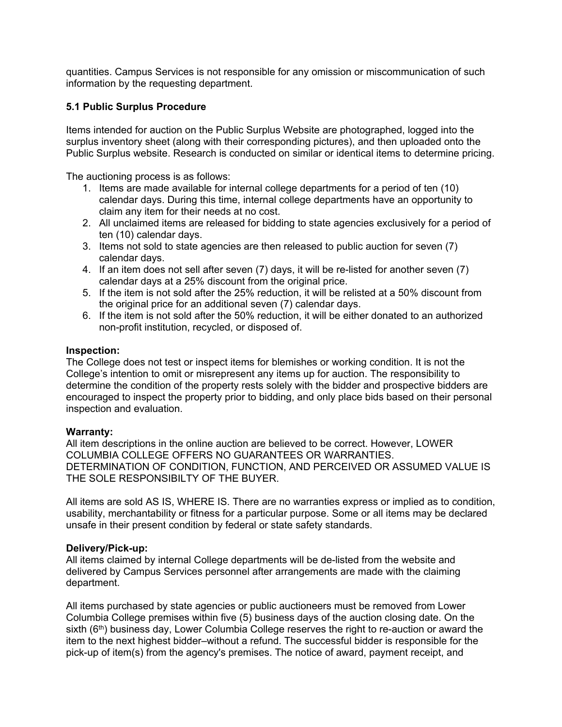quantities. Campus Services is not responsible for any omission or miscommunication of such information by the requesting department.

### 5.1 Public Surplus Procedure

Items intended for auction on the Public Surplus Website are photographed, logged into the surplus inventory sheet (along with their corresponding pictures), and then uploaded onto the Public Surplus website. Research is conducted on similar or identical items to determine pricing.

The auctioning process is as follows:

1. Items are made available for internal college departments for a period of ten (10) calendar days. During this time, internal college departments have an opportunity to claim any item for their needs at no cost.
2. All unclaimed items are released for bidding to state agencies exclusively for a period of ten (10) calendar days.
3. Items not sold to state agencies are then released to public auction for seven (7) calendar days.
4. If an item does not sell after seven (7) days, it will be re-listed for another seven (7) calendar days at a 25% discount from the original price.
5. If the item is not sold after the 25% reduction, it will be relisted at a 50% discount from the original price for an additional seven (7) calendar days.
6. If the item is not sold after the 50% reduction, it will be either donated to an authorized non-profit institution, recycled, or disposed of.

**Inspection:**
The College does not test or inspect items for blemishes or working condition. It is not the College's intention to omit or misrepresent any items up for auction. The responsibility to determine the condition of the property rests solely with the bidder and prospective bidders are encouraged to inspect the property prior to bidding, and only place bids based on their personal inspection and evaluation.

**Warranty:**
All item descriptions in the online auction are believed to be correct. However, LOWER COLUMBIA COLLEGE OFFERS NO GUARANTEES OR WARRANTIES. DETERMINATION OF CONDITION, FUNCTION, AND PERCEIVED OR ASSUMED VALUE IS THE SOLE RESPONSIBILTY OF THE BUYER.

All items are sold AS IS, WHERE IS. There are no warranties express or implied as to condition, usability, merchantability or fitness for a particular purpose. Some or all items may be declared unsafe in their present condition by federal or state safety standards.

**Delivery/Pick-up:**
All items claimed by internal College departments will be de-listed from the website and delivered by Campus Services personnel after arrangements are made with the claiming department.

All items purchased by state agencies or public auctioneers must be removed from Lower Columbia College premises within five (5) business days of the auction closing date. On the sixth (6th) business day, Lower Columbia College reserves the right to re-auction or award the item to the next highest bidder–without a refund. The successful bidder is responsible for the pick-up of item(s) from the agency's premises. The notice of award, payment receipt, and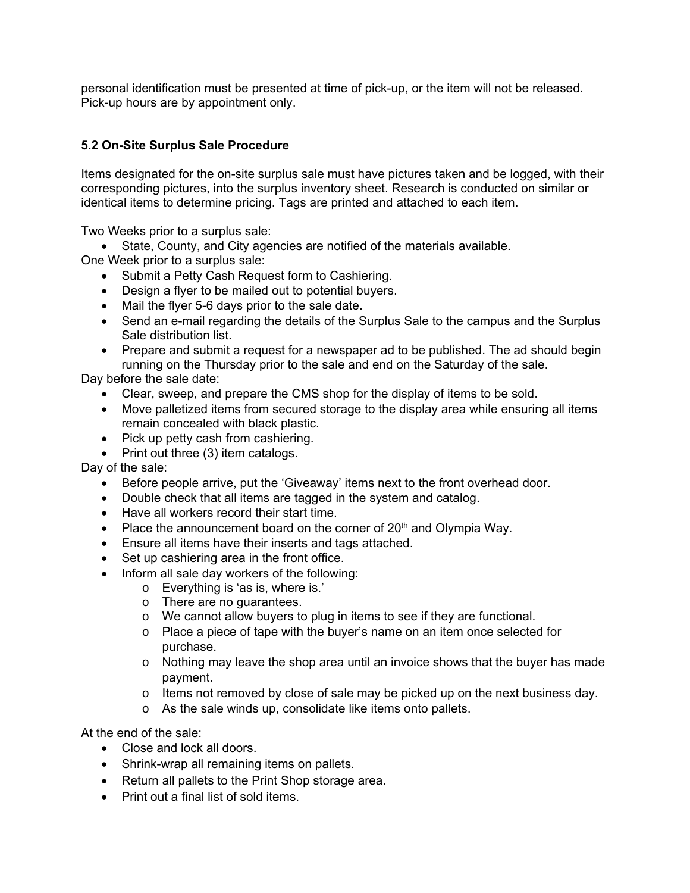personal identification must be presented at time of pick-up, or the item will not be released. Pick-up hours are by appointment only.

### 5.2 On-Site Surplus Sale Procedure

Items designated for the on-site surplus sale must have pictures taken and be logged, with their corresponding pictures, into the surplus inventory sheet. Research is conducted on similar or identical items to determine pricing. Tags are printed and attached to each item.

Two Weeks prior to a surplus sale:

- State, County, and City agencies are notified of the materials available.

One Week prior to a surplus sale:

- Submit a Petty Cash Request form to Cashiering.
- Design a flyer to be mailed out to potential buyers.
- Mail the flyer 5-6 days prior to the sale date.
- Send an e-mail regarding the details of the Surplus Sale to the campus and the Surplus Sale distribution list.
- Prepare and submit a request for a newspaper ad to be published. The ad should begin running on the Thursday prior to the sale and end on the Saturday of the sale.

Day before the sale date:

- Clear, sweep, and prepare the CMS shop for the display of items to be sold.
- Move palletized items from secured storage to the display area while ensuring all items remain concealed with black plastic.
- Pick up petty cash from cashiering.
- Print out three (3) item catalogs.

Day of the sale:

- Before people arrive, put the 'Giveaway' items next to the front overhead door.
- Double check that all items are tagged in the system and catalog.
- Have all workers record their start time.
- Place the announcement board on the corner of 20th and Olympia Way.
- Ensure all items have their inserts and tags attached.
- Set up cashiering area in the front office.
- Inform all sale day workers of the following:
  - Everything is 'as is, where is.'
  - There are no guarantees.
  - We cannot allow buyers to plug in items to see if they are functional.
  - Place a piece of tape with the buyer's name on an item once selected for purchase.
  - Nothing may leave the shop area until an invoice shows that the buyer has made payment.
  - Items not removed by close of sale may be picked up on the next business day.
  - As the sale winds up, consolidate like items onto pallets.

At the end of the sale:

- Close and lock all doors.
- Shrink-wrap all remaining items on pallets.
- Return all pallets to the Print Shop storage area.
- Print out a final list of sold items.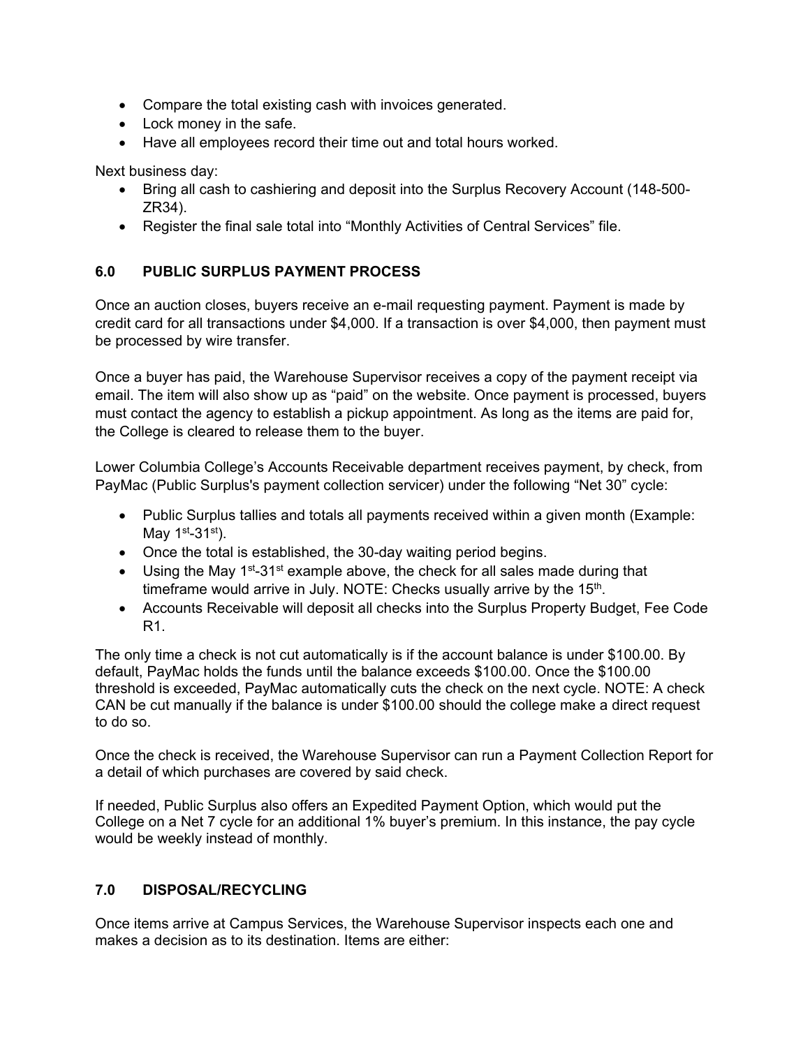- Compare the total existing cash with invoices generated.
- Lock money in the safe.
- Have all employees record their time out and total hours worked.

Next business day:

- Bring all cash to cashiering and deposit into the Surplus Recovery Account (148-500-ZR34).
- Register the final sale total into "Monthly Activities of Central Services" file.

## 6.0 PUBLIC SURPLUS PAYMENT PROCESS

Once an auction closes, buyers receive an e-mail requesting payment. Payment is made by credit card for all transactions under $4,000. If a transaction is over $4,000, then payment must be processed by wire transfer.

Once a buyer has paid, the Warehouse Supervisor receives a copy of the payment receipt via email. The item will also show up as "paid" on the website. Once payment is processed, buyers must contact the agency to establish a pickup appointment. As long as the items are paid for, the College is cleared to release them to the buyer.

Lower Columbia College's Accounts Receivable department receives payment, by check, from PayMac (Public Surplus's payment collection servicer) under the following "Net 30" cycle:

- Public Surplus tallies and totals all payments received within a given month (Example: May 1st-31st).
- Once the total is established, the 30-day waiting period begins.
- Using the May 1st-31st example above, the check for all sales made during that timeframe would arrive in July. NOTE: Checks usually arrive by the 15th.
- Accounts Receivable will deposit all checks into the Surplus Property Budget, Fee Code R1.

The only time a check is not cut automatically is if the account balance is under $100.00. By default, PayMac holds the funds until the balance exceeds $100.00. Once the $100.00 threshold is exceeded, PayMac automatically cuts the check on the next cycle. NOTE: A check CAN be cut manually if the balance is under $100.00 should the college make a direct request to do so.

Once the check is received, the Warehouse Supervisor can run a Payment Collection Report for a detail of which purchases are covered by said check.

If needed, Public Surplus also offers an Expedited Payment Option, which would put the College on a Net 7 cycle for an additional 1% buyer's premium. In this instance, the pay cycle would be weekly instead of monthly.

## 7.0 DISPOSAL/RECYCLING

Once items arrive at Campus Services, the Warehouse Supervisor inspects each one and makes a decision as to its destination. Items are either: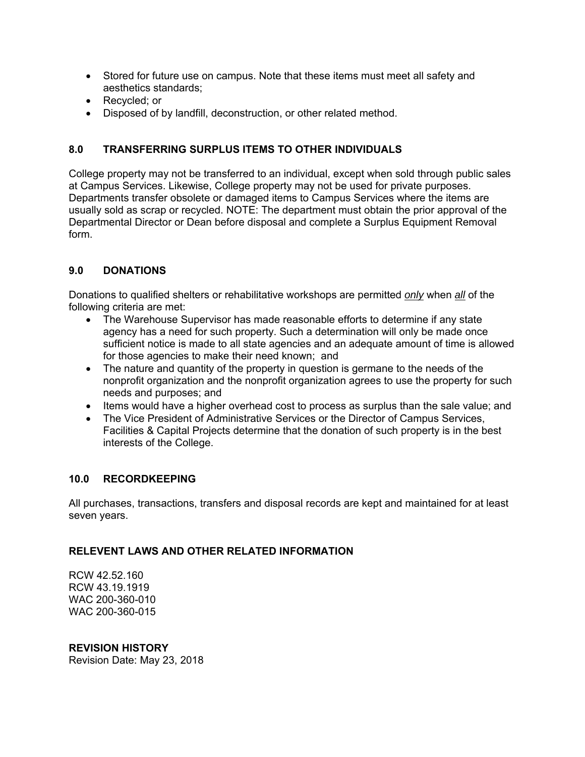- Stored for future use on campus. Note that these items must meet all safety and aesthetics standards;
- Recycled; or
- Disposed of by landfill, deconstruction, or other related method.

## 8.0 TRANSFERRING SURPLUS ITEMS TO OTHER INDIVIDUALS

College property may not be transferred to an individual, except when sold through public sales at Campus Services. Likewise, College property may not be used for private purposes. Departments transfer obsolete or damaged items to Campus Services where the items are usually sold as scrap or recycled. NOTE: The department must obtain the prior approval of the Departmental Director or Dean before disposal and complete a Surplus Equipment Removal form.

## 9.0 DONATIONS

Donations to qualified shelters or rehabilitative workshops are permitted *only* when *all* of the following criteria are met:

- The Warehouse Supervisor has made reasonable efforts to determine if any state agency has a need for such property. Such a determination will only be made once sufficient notice is made to all state agencies and an adequate amount of time is allowed for those agencies to make their need known; and
- The nature and quantity of the property in question is germane to the needs of the nonprofit organization and the nonprofit organization agrees to use the property for such needs and purposes; and
- Items would have a higher overhead cost to process as surplus than the sale value; and
- The Vice President of Administrative Services or the Director of Campus Services, Facilities & Capital Projects determine that the donation of such property is in the best interests of the College.

## 10.0 RECORDKEEPING

All purchases, transactions, transfers and disposal records are kept and maintained for at least seven years.

## RELEVENT LAWS AND OTHER RELATED INFORMATION

RCW 42.52.160
RCW 43.19.1919
WAC 200-360-010
WAC 200-360-015

## REVISION HISTORY

Revision Date: May 23, 2018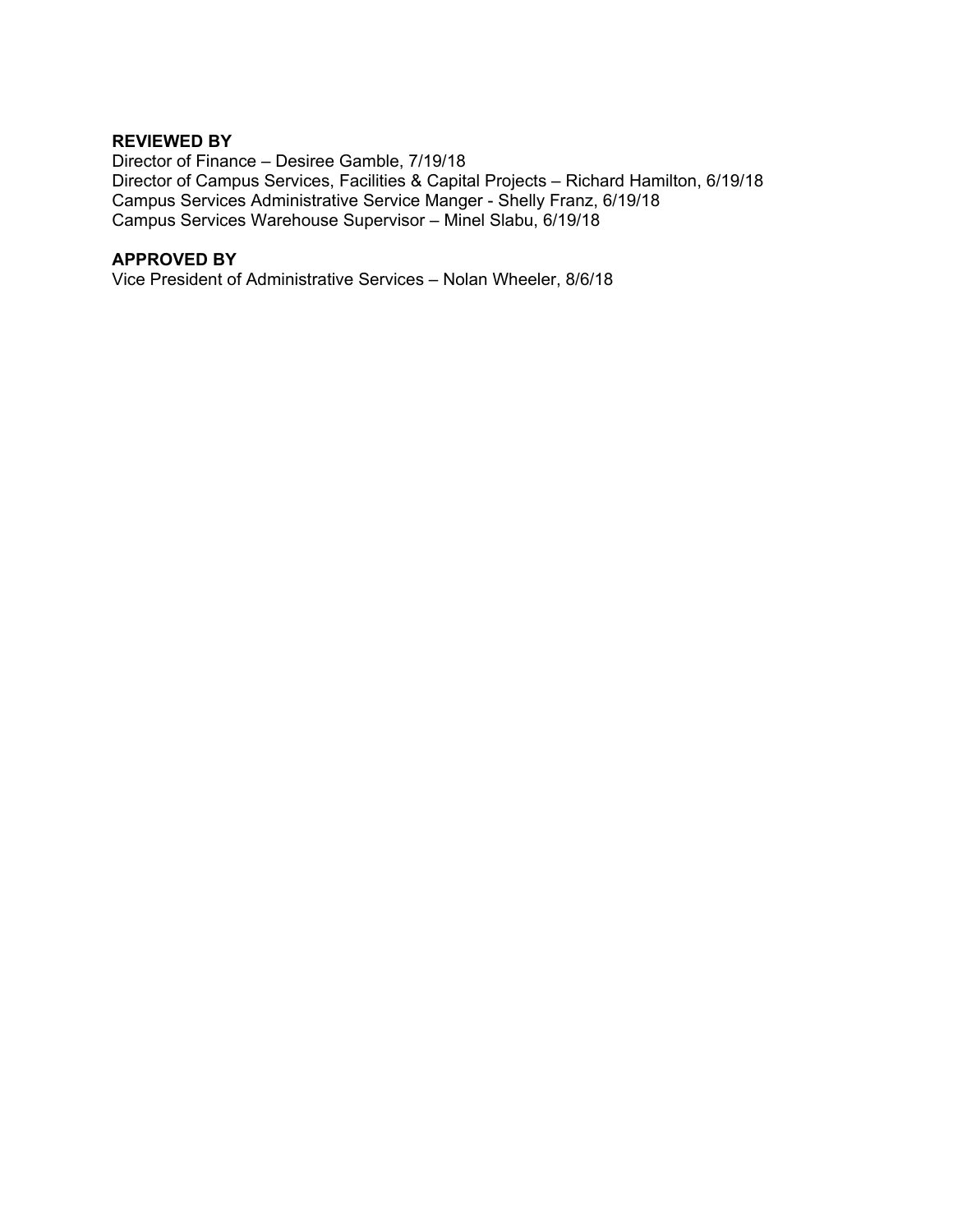**REVIEWED BY**

Director of Finance – Desiree Gamble, 7/19/18
Director of Campus Services, Facilities & Capital Projects – Richard Hamilton, 6/19/18
Campus Services Administrative Service Manger - Shelly Franz, 6/19/18
Campus Services Warehouse Supervisor – Minel Slabu, 6/19/18

**APPROVED BY**

Vice President of Administrative Services – Nolan Wheeler, 8/6/18